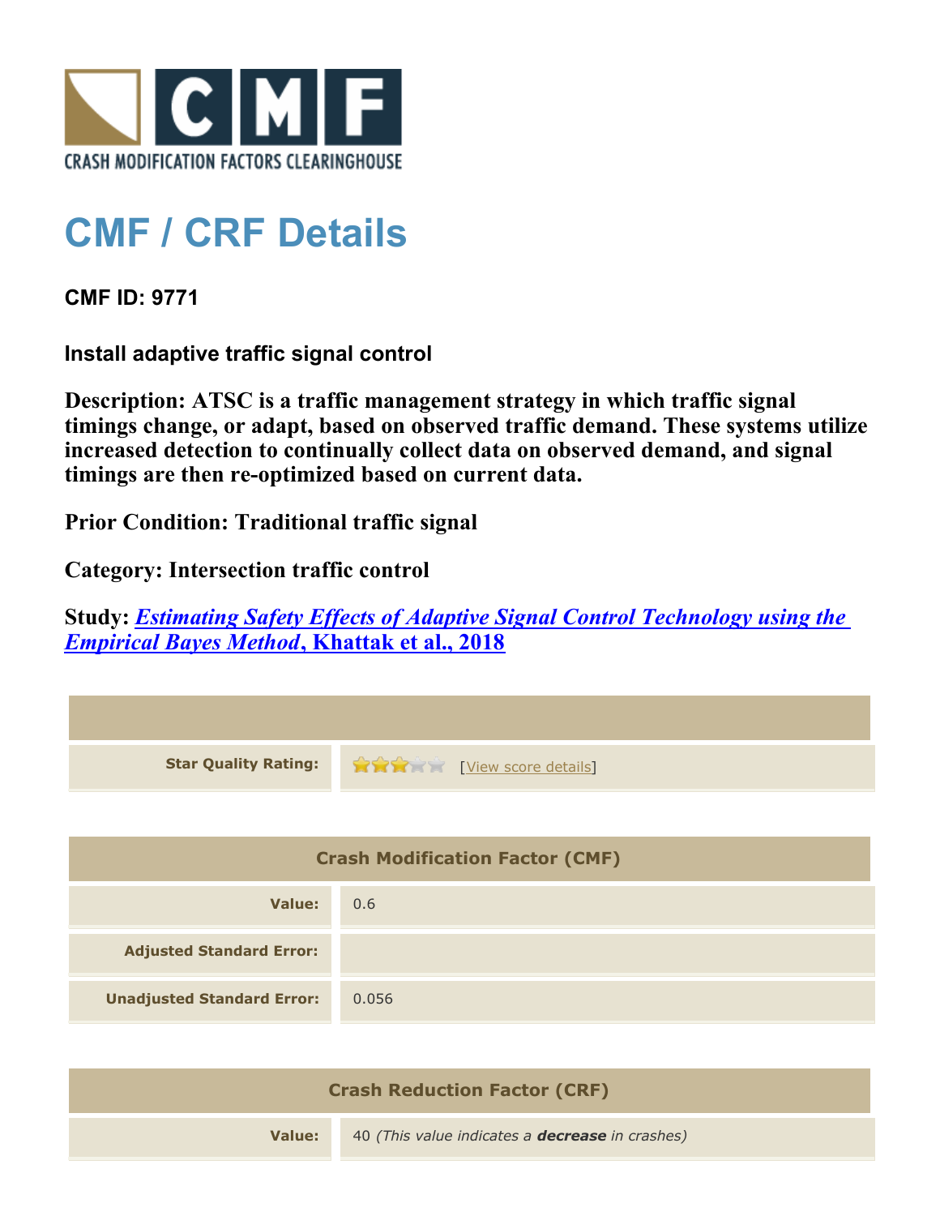# CMF / CRF Details

**CMF ID: 9771**

**Install adaptive traffic signal control**

**Description: ATSC is a traffic management strategy in which traffic signal timings change, or adapt, based on observed traffic demand. These systems utilize increased detection to continually collect data on observed demand, and signal timings are then re-optimized based on current data.**

**Prior Condition: Traditional traffic signal**

**Category: Intersection traffic control**

**Study: *Estimating Safety Effects of Adaptive Signal Control Technology using the Empirical Bayes Method*, Khattak et al., 2018**

| | |
|---|---|
| **Star Quality Rating:** | 3 of 5 stars [View score details] |

| Crash Modification Factor (CMF) | |
|---|---|
| **Value:** | 0.6 |
| **Adjusted Standard Error:** | |
| **Unadjusted Standard Error:** | 0.056 |

| Crash Reduction Factor (CRF) | |
|---|---|
| **Value:** | 40 *(This value indicates a **decrease** in crashes)* |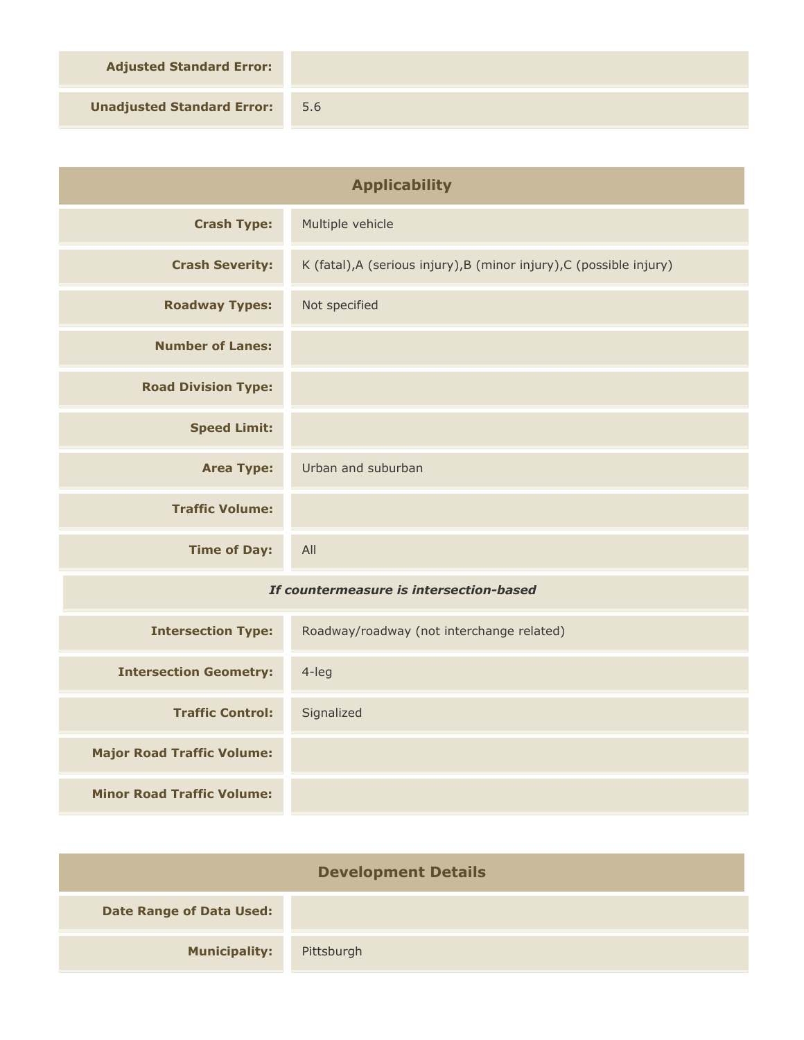| | |
|---|---|
| **Adjusted Standard Error:** | |
| **Unadjusted Standard Error:** | 5.6 |

## Applicability

| | |
|---|---|
| **Crash Type:** | Multiple vehicle |
| **Crash Severity:** | K (fatal),A (serious injury),B (minor injury),C (possible injury) |
| **Roadway Types:** | Not specified |
| **Number of Lanes:** | |
| **Road Division Type:** | |
| **Speed Limit:** | |
| **Area Type:** | Urban and suburban |
| **Traffic Volume:** | |
| **Time of Day:** | All |

*If countermeasure is intersection-based*

| | |
|---|---|
| **Intersection Type:** | Roadway/roadway (not interchange related) |
| **Intersection Geometry:** | 4-leg |
| **Traffic Control:** | Signalized |
| **Major Road Traffic Volume:** | |
| **Minor Road Traffic Volume:** | |

## Development Details

| | |
|---|---|
| **Date Range of Data Used:** | |
| **Municipality:** | Pittsburgh |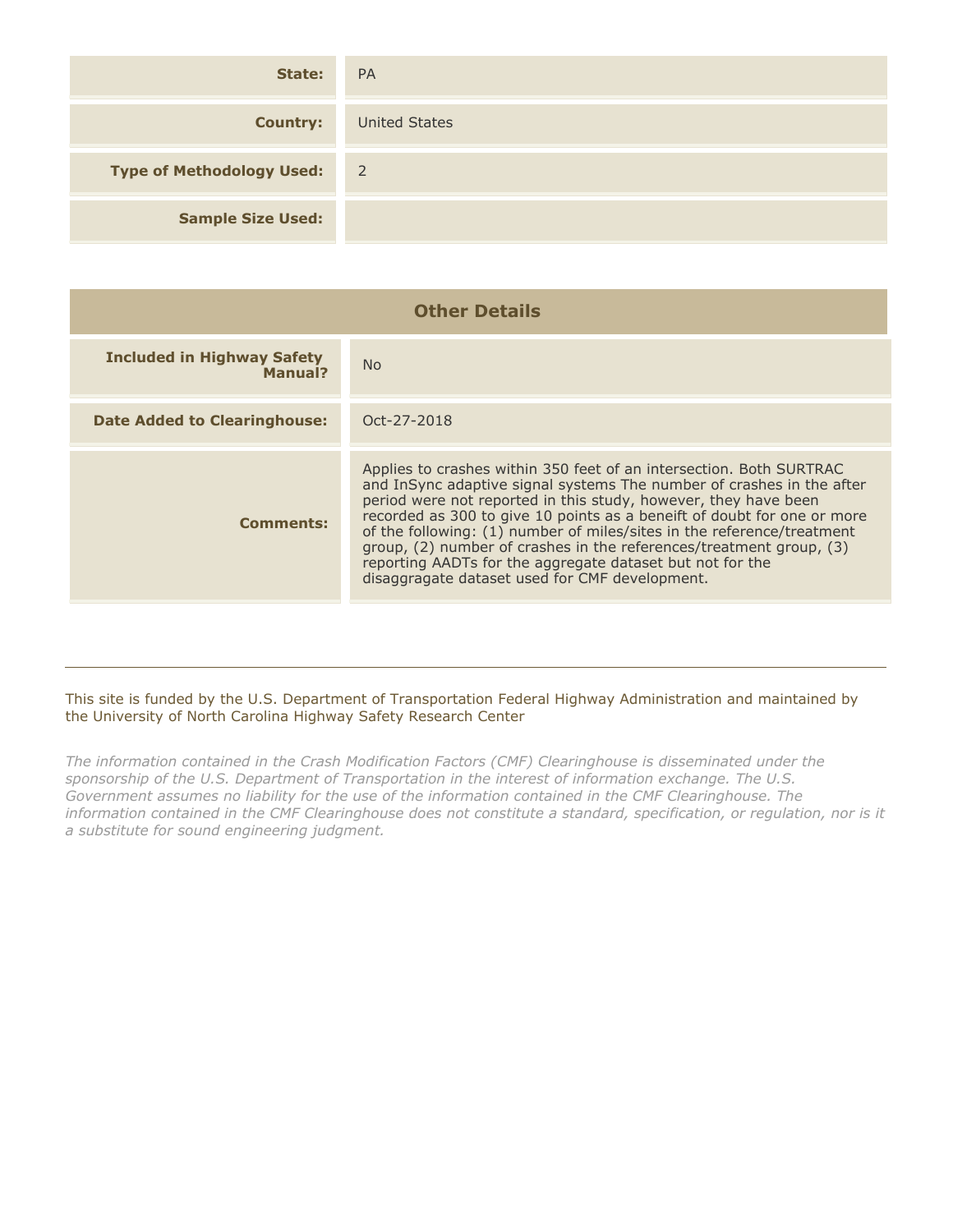| | |
|---|---|
| **State:** | PA |
| **Country:** | United States |
| **Type of Methodology Used:** | 2 |
| **Sample Size Used:** | |

## Other Details

| | |
|---|---|
| **Included in Highway Safety Manual?** | No |
| **Date Added to Clearinghouse:** | Oct-27-2018 |
| **Comments:** | Applies to crashes within 350 feet of an intersection. Both SURTRAC and InSync adaptive signal systems The number of crashes in the after period were not reported in this study, however, they have been recorded as 300 to give 10 points as a beneift of doubt for one or more of the following: (1) number of miles/sites in the reference/treatment group, (2) number of crashes in the references/treatment group, (3) reporting AADTs for the aggregate dataset but not for the disaggragate dataset used for CMF development. |

---

This site is funded by the U.S. Department of Transportation Federal Highway Administration and maintained by the University of North Carolina Highway Safety Research Center

*The information contained in the Crash Modification Factors (CMF) Clearinghouse is disseminated under the sponsorship of the U.S. Department of Transportation in the interest of information exchange. The U.S. Government assumes no liability for the use of the information contained in the CMF Clearinghouse. The information contained in the CMF Clearinghouse does not constitute a standard, specification, or regulation, nor is it a substitute for sound engineering judgment.*